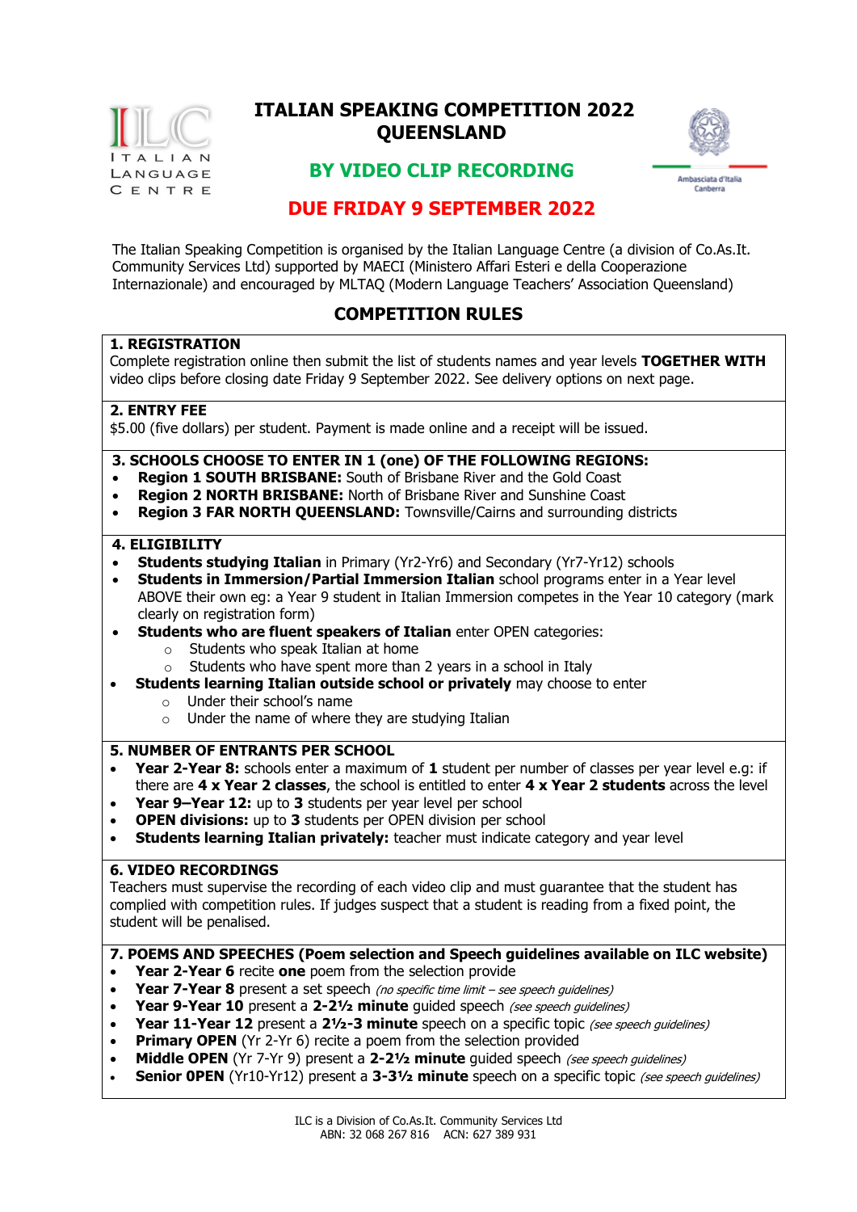# ITALIAN SPEAKING COMPETITION 2022 QUEENSLAND

ITALIAN LANGUAGE CENTRE

Ambasciata d'Italia Canberra

## BY VIDEO CLIP RECORDING

## DUE FRIDAY 9 SEPTEMBER 2022

The Italian Speaking Competition is organised by the Italian Language Centre (a division of Co.As.It. Community Services Ltd) supported by MAECI (Ministero Affari Esteri e della Cooperazione Internazionale) and encouraged by MLTAQ (Modern Language Teachers' Association Queensland)

## COMPETITION RULES

**1. REGISTRATION**

Complete registration online then submit the list of students names and year levels **TOGETHER WITH** video clips before closing date Friday 9 September 2022. See delivery options on next page.

**2. ENTRY FEE**

$5.00 (five dollars) per student. Payment is made online and a receipt will be issued.

**3. SCHOOLS CHOOSE TO ENTER IN 1 (one) OF THE FOLLOWING REGIONS:**

- **Region 1 SOUTH BRISBANE:** South of Brisbane River and the Gold Coast
- **Region 2 NORTH BRISBANE:** North of Brisbane River and Sunshine Coast
- **Region 3 FAR NORTH QUEENSLAND:** Townsville/Cairns and surrounding districts

**4. ELIGIBILITY**

- **Students studying Italian** in Primary (Yr2-Yr6) and Secondary (Yr7-Yr12) schools
- **Students in Immersion/Partial Immersion Italian** school programs enter in a Year level ABOVE their own eg: a Year 9 student in Italian Immersion competes in the Year 10 category (mark clearly on registration form)
- **Students who are fluent speakers of Italian** enter OPEN categories:
  - Students who speak Italian at home
  - Students who have spent more than 2 years in a school in Italy
- **Students learning Italian outside school or privately** may choose to enter
  - Under their school's name
  - Under the name of where they are studying Italian

**5. NUMBER OF ENTRANTS PER SCHOOL**

- **Year 2-Year 8:** schools enter a maximum of **1** student per number of classes per year level e.g: if there are **4 x Year 2 classes**, the school is entitled to enter **4 x Year 2 students** across the level
- **Year 9–Year 12:** up to **3** students per year level per school
- **OPEN divisions:** up to **3** students per OPEN division per school
- **Students learning Italian privately:** teacher must indicate category and year level

**6. VIDEO RECORDINGS**

Teachers must supervise the recording of each video clip and must guarantee that the student has complied with competition rules. If judges suspect that a student is reading from a fixed point, the student will be penalised.

**7. POEMS AND SPEECHES (Poem selection and Speech guidelines available on ILC website)**

- **Year 2-Year 6** recite **one** poem from the selection provide
- **Year 7-Year 8** present a set speech *(no specific time limit – see speech guidelines)*
- **Year 9-Year 10** present a **2-2½ minute** guided speech *(see speech guidelines)*
- **Year 11-Year 12** present a **2½-3 minute** speech on a specific topic *(see speech guidelines)*
- **Primary OPEN** (Yr 2-Yr 6) recite a poem from the selection provided
- **Middle OPEN** (Yr 7-Yr 9) present a **2-2½ minute** guided speech *(see speech guidelines)*
- **Senior OPEN** (Yr10-Yr12) present a **3-3½ minute** speech on a specific topic *(see speech guidelines)*

ILC is a Division of Co.As.It. Community Services Ltd
ABN: 32 068 267 816 ACN: 627 389 931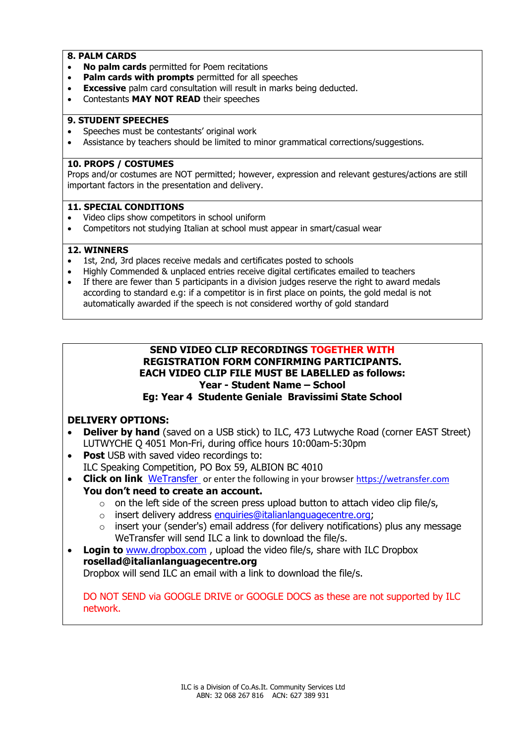### 8. PALM CARDS

- **No palm cards** permitted for Poem recitations
- **Palm cards with prompts** permitted for all speeches
- **Excessive** palm card consultation will result in marks being deducted.
- Contestants **MAY NOT READ** their speeches

### 9. STUDENT SPEECHES

- Speeches must be contestants' original work
- Assistance by teachers should be limited to minor grammatical corrections/suggestions.

### 10. PROPS / COSTUMES

Props and/or costumes are NOT permitted; however, expression and relevant gestures/actions are still important factors in the presentation and delivery.

### 11. SPECIAL CONDITIONS

- Video clips show competitors in school uniform
- Competitors not studying Italian at school must appear in smart/casual wear

### 12. WINNERS

- 1st, 2nd, 3rd places receive medals and certificates posted to schools
- Highly Commended & unplaced entries receive digital certificates emailed to teachers
- If there are fewer than 5 participants in a division judges reserve the right to award medals according to standard e.g: if a competitor is in first place on points, the gold medal is not automatically awarded if the speech is not considered worthy of gold standard

**SEND VIDEO CLIP RECORDINGS TOGETHER WITH REGISTRATION FORM CONFIRMING PARTICIPANTS.**
**EACH VIDEO CLIP FILE MUST BE LABELLED as follows:**
**Year - Student Name – School**
**Eg: Year 4 Studente Geniale Bravissimi State School**

**DELIVERY OPTIONS:**

- **Deliver by hand** (saved on a USB stick) to ILC, 473 Lutwyche Road (corner EAST Street) LUTWYCHE Q 4051 Mon-Fri, during office hours 10:00am-5:30pm
- **Post** USB with saved video recordings to:
  ILC Speaking Competition, PO Box 59, ALBION BC 4010
- **Click on link** WeTransfer or enter the following in your browser https://wetransfer.com
  **You don't need to create an account.**
  - on the left side of the screen press upload button to attach video clip file/s,
  - insert delivery address enquiries@italianlanguagecentre.org;
  - insert your (sender's) email address (for delivery notifications) plus any message WeTransfer will send ILC a link to download the file/s.
- **Login to** www.dropbox.com , upload the video file/s, share with ILC Dropbox **rosellad@italianlanguagecentre.org**
  Dropbox will send ILC an email with a link to download the file/s.

  DO NOT SEND via GOOGLE DRIVE or GOOGLE DOCS as these are not supported by ILC network.

ILC is a Division of Co.As.It. Community Services Ltd
ABN: 32 068 267 816 ACN: 627 389 931